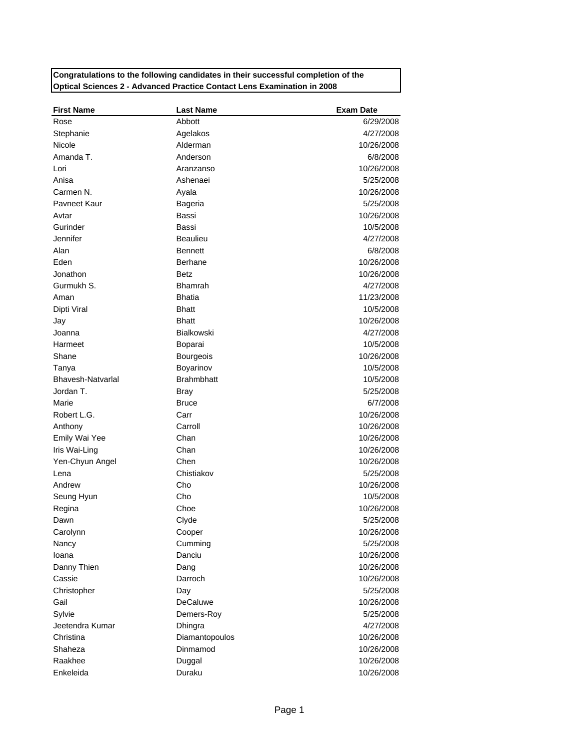**Congratulations to the following candidates in their successful completion of the Optical Sciences 2 - Advanced Practice Contact Lens Examination in 2008**

| First Name | Last Name | Exam Date |
|---|---|---|
| Rose | Abbott | 6/29/2008 |
| Stephanie | Agelakos | 4/27/2008 |
| Nicole | Alderman | 10/26/2008 |
| Amanda T. | Anderson | 6/8/2008 |
| Lori | Aranzanso | 10/26/2008 |
| Anisa | Ashenaei | 5/25/2008 |
| Carmen N. | Ayala | 10/26/2008 |
| Pavneet Kaur | Bageria | 5/25/2008 |
| Avtar | Bassi | 10/26/2008 |
| Gurinder | Bassi | 10/5/2008 |
| Jennifer | Beaulieu | 4/27/2008 |
| Alan | Bennett | 6/8/2008 |
| Eden | Berhane | 10/26/2008 |
| Jonathon | Betz | 10/26/2008 |
| Gurmukh S. | Bhamrah | 4/27/2008 |
| Aman | Bhatia | 11/23/2008 |
| Dipti Viral | Bhatt | 10/5/2008 |
| Jay | Bhatt | 10/26/2008 |
| Joanna | Bialkowski | 4/27/2008 |
| Harmeet | Boparai | 10/5/2008 |
| Shane | Bourgeois | 10/26/2008 |
| Tanya | Boyarinov | 10/5/2008 |
| Bhavesh-Natvarlal | Brahmbhatt | 10/5/2008 |
| Jordan T. | Bray | 5/25/2008 |
| Marie | Bruce | 6/7/2008 |
| Robert L.G. | Carr | 10/26/2008 |
| Anthony | Carroll | 10/26/2008 |
| Emily Wai Yee | Chan | 10/26/2008 |
| Iris Wai-Ling | Chan | 10/26/2008 |
| Yen-Chyun Angel | Chen | 10/26/2008 |
| Lena | Chistiakov | 5/25/2008 |
| Andrew | Cho | 10/26/2008 |
| Seung Hyun | Cho | 10/5/2008 |
| Regina | Choe | 10/26/2008 |
| Dawn | Clyde | 5/25/2008 |
| Carolynn | Cooper | 10/26/2008 |
| Nancy | Cumming | 5/25/2008 |
| Ioana | Danciu | 10/26/2008 |
| Danny Thien | Dang | 10/26/2008 |
| Cassie | Darroch | 10/26/2008 |
| Christopher | Day | 5/25/2008 |
| Gail | DeCaluwe | 10/26/2008 |
| Sylvie | Demers-Roy | 5/25/2008 |
| Jeetendra Kumar | Dhingra | 4/27/2008 |
| Christina | Diamantopoulos | 10/26/2008 |
| Shaheza | Dinmamod | 10/26/2008 |
| Raakhee | Duggal | 10/26/2008 |
| Enkeleida | Duraku | 10/26/2008 |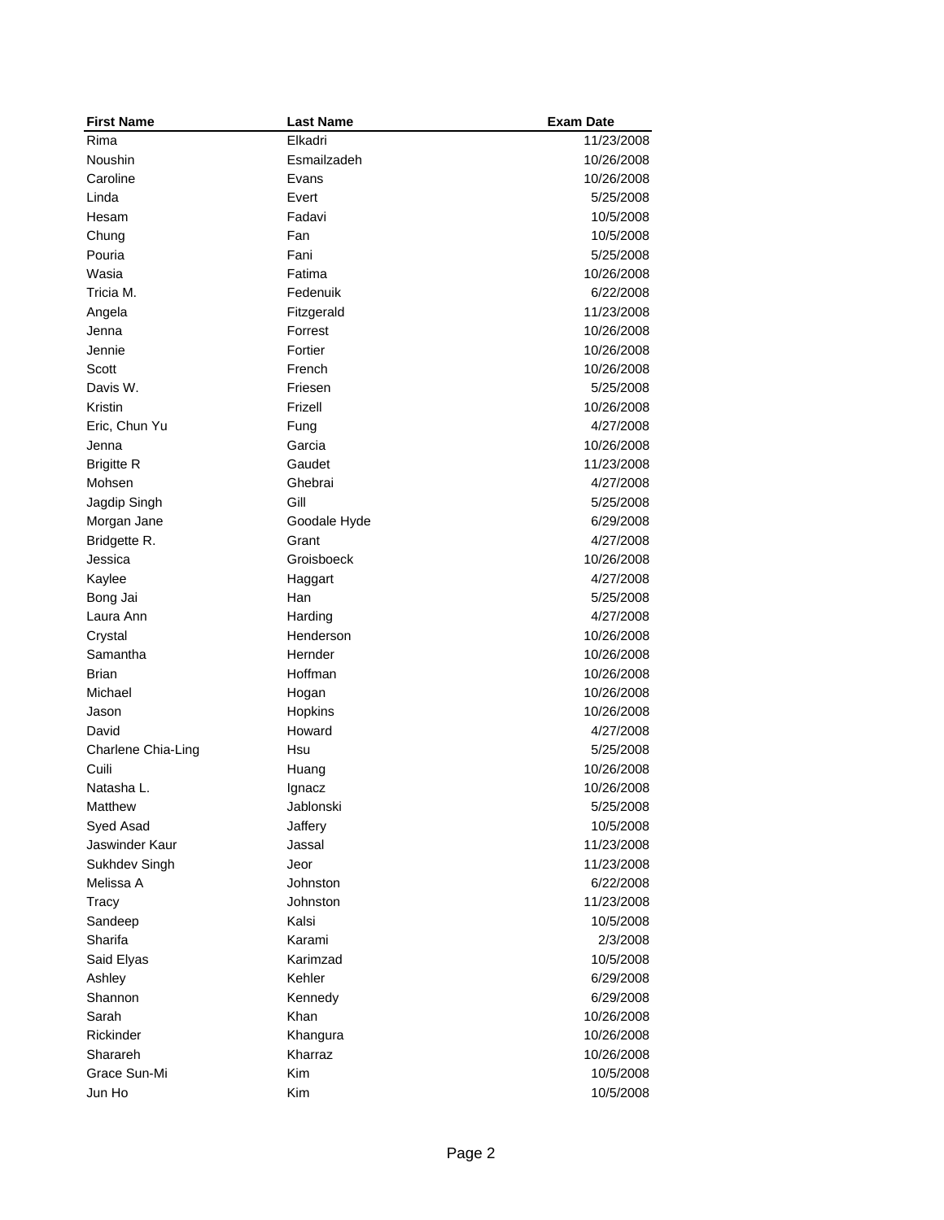| First Name | Last Name | Exam Date |
| --- | --- | --- |
| Rima | Elkadri | 11/23/2008 |
| Noushin | Esmailzadeh | 10/26/2008 |
| Caroline | Evans | 10/26/2008 |
| Linda | Evert | 5/25/2008 |
| Hesam | Fadavi | 10/5/2008 |
| Chung | Fan | 10/5/2008 |
| Pouria | Fani | 5/25/2008 |
| Wasia | Fatima | 10/26/2008 |
| Tricia M. | Fedenuik | 6/22/2008 |
| Angela | Fitzgerald | 11/23/2008 |
| Jenna | Forrest | 10/26/2008 |
| Jennie | Fortier | 10/26/2008 |
| Scott | French | 10/26/2008 |
| Davis W. | Friesen | 5/25/2008 |
| Kristin | Frizell | 10/26/2008 |
| Eric, Chun Yu | Fung | 4/27/2008 |
| Jenna | Garcia | 10/26/2008 |
| Brigitte R | Gaudet | 11/23/2008 |
| Mohsen | Ghebrai | 4/27/2008 |
| Jagdip Singh | Gill | 5/25/2008 |
| Morgan Jane | Goodale Hyde | 6/29/2008 |
| Bridgette R. | Grant | 4/27/2008 |
| Jessica | Groisboeck | 10/26/2008 |
| Kaylee | Haggart | 4/27/2008 |
| Bong Jai | Han | 5/25/2008 |
| Laura Ann | Harding | 4/27/2008 |
| Crystal | Henderson | 10/26/2008 |
| Samantha | Hernder | 10/26/2008 |
| Brian | Hoffman | 10/26/2008 |
| Michael | Hogan | 10/26/2008 |
| Jason | Hopkins | 10/26/2008 |
| David | Howard | 4/27/2008 |
| Charlene Chia-Ling | Hsu | 5/25/2008 |
| Cuili | Huang | 10/26/2008 |
| Natasha L. | Ignacz | 10/26/2008 |
| Matthew | Jablonski | 5/25/2008 |
| Syed Asad | Jaffery | 10/5/2008 |
| Jaswinder Kaur | Jassal | 11/23/2008 |
| Sukhdev Singh | Jeor | 11/23/2008 |
| Melissa A | Johnston | 6/22/2008 |
| Tracy | Johnston | 11/23/2008 |
| Sandeep | Kalsi | 10/5/2008 |
| Sharifa | Karami | 2/3/2008 |
| Said Elyas | Karimzad | 10/5/2008 |
| Ashley | Kehler | 6/29/2008 |
| Shannon | Kennedy | 6/29/2008 |
| Sarah | Khan | 10/26/2008 |
| Rickinder | Khangura | 10/26/2008 |
| Sharareh | Kharraz | 10/26/2008 |
| Grace Sun-Mi | Kim | 10/5/2008 |
| Jun Ho | Kim | 10/5/2008 |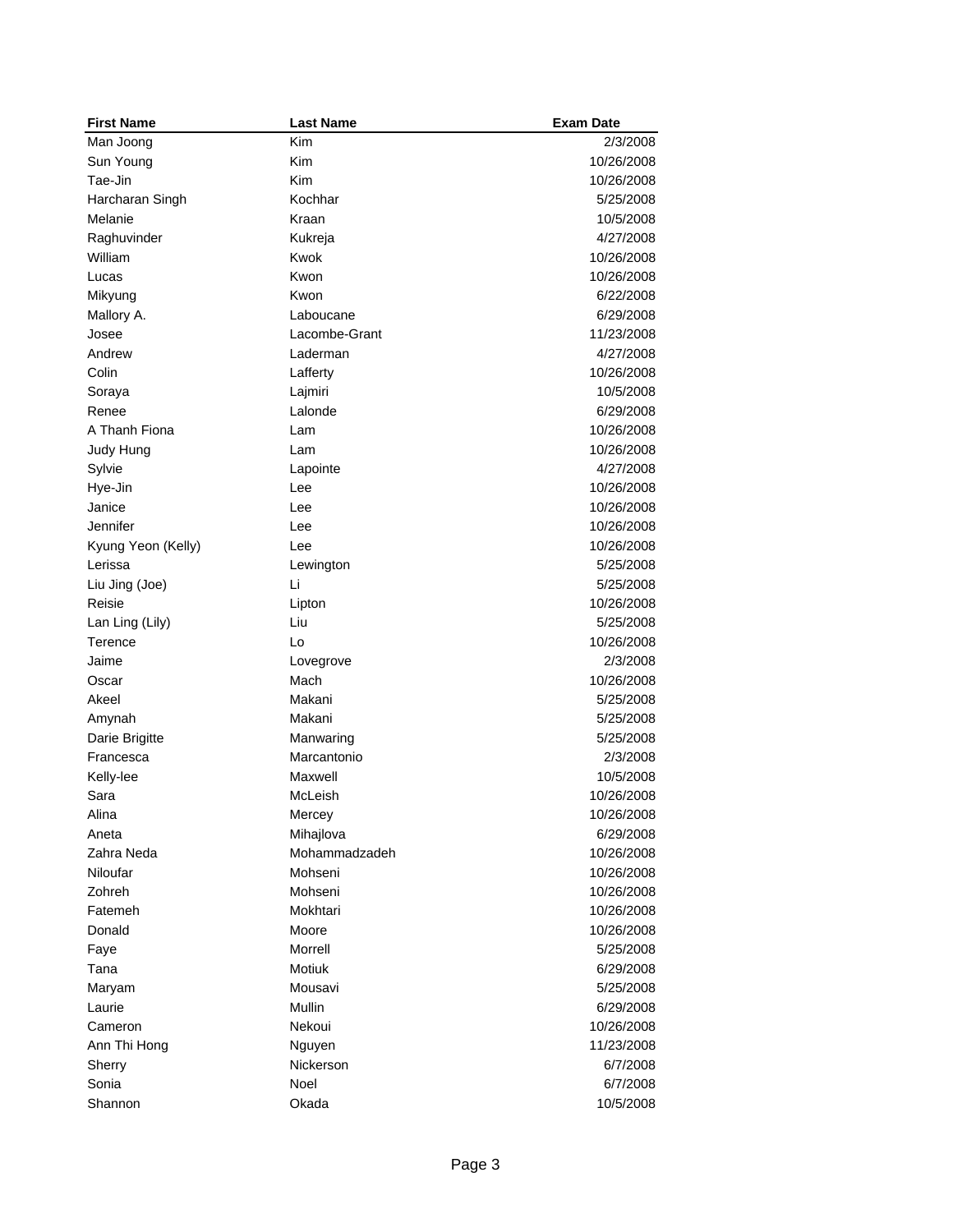| First Name | Last Name | Exam Date |
|---|---|---|
| Man Joong | Kim | 2/3/2008 |
| Sun Young | Kim | 10/26/2008 |
| Tae-Jin | Kim | 10/26/2008 |
| Harcharan Singh | Kochhar | 5/25/2008 |
| Melanie | Kraan | 10/5/2008 |
| Raghuvinder | Kukreja | 4/27/2008 |
| William | Kwok | 10/26/2008 |
| Lucas | Kwon | 10/26/2008 |
| Mikyung | Kwon | 6/22/2008 |
| Mallory A. | Laboucane | 6/29/2008 |
| Josee | Lacombe-Grant | 11/23/2008 |
| Andrew | Laderman | 4/27/2008 |
| Colin | Lafferty | 10/26/2008 |
| Soraya | Lajmiri | 10/5/2008 |
| Renee | Lalonde | 6/29/2008 |
| A Thanh Fiona | Lam | 10/26/2008 |
| Judy Hung | Lam | 10/26/2008 |
| Sylvie | Lapointe | 4/27/2008 |
| Hye-Jin | Lee | 10/26/2008 |
| Janice | Lee | 10/26/2008 |
| Jennifer | Lee | 10/26/2008 |
| Kyung Yeon (Kelly) | Lee | 10/26/2008 |
| Lerissa | Lewington | 5/25/2008 |
| Liu Jing (Joe) | Li | 5/25/2008 |
| Reisie | Lipton | 10/26/2008 |
| Lan Ling (Lily) | Liu | 5/25/2008 |
| Terence | Lo | 10/26/2008 |
| Jaime | Lovegrove | 2/3/2008 |
| Oscar | Mach | 10/26/2008 |
| Akeel | Makani | 5/25/2008 |
| Amynah | Makani | 5/25/2008 |
| Darie Brigitte | Manwaring | 5/25/2008 |
| Francesca | Marcantonio | 2/3/2008 |
| Kelly-lee | Maxwell | 10/5/2008 |
| Sara | McLeish | 10/26/2008 |
| Alina | Mercey | 10/26/2008 |
| Aneta | Mihajlova | 6/29/2008 |
| Zahra Neda | Mohammadzadeh | 10/26/2008 |
| Niloufar | Mohseni | 10/26/2008 |
| Zohreh | Mohseni | 10/26/2008 |
| Fatemeh | Mokhtari | 10/26/2008 |
| Donald | Moore | 10/26/2008 |
| Faye | Morrell | 5/25/2008 |
| Tana | Motiuk | 6/29/2008 |
| Maryam | Mousavi | 5/25/2008 |
| Laurie | Mullin | 6/29/2008 |
| Cameron | Nekoui | 10/26/2008 |
| Ann Thi Hong | Nguyen | 11/23/2008 |
| Sherry | Nickerson | 6/7/2008 |
| Sonia | Noel | 6/7/2008 |
| Shannon | Okada | 10/5/2008 |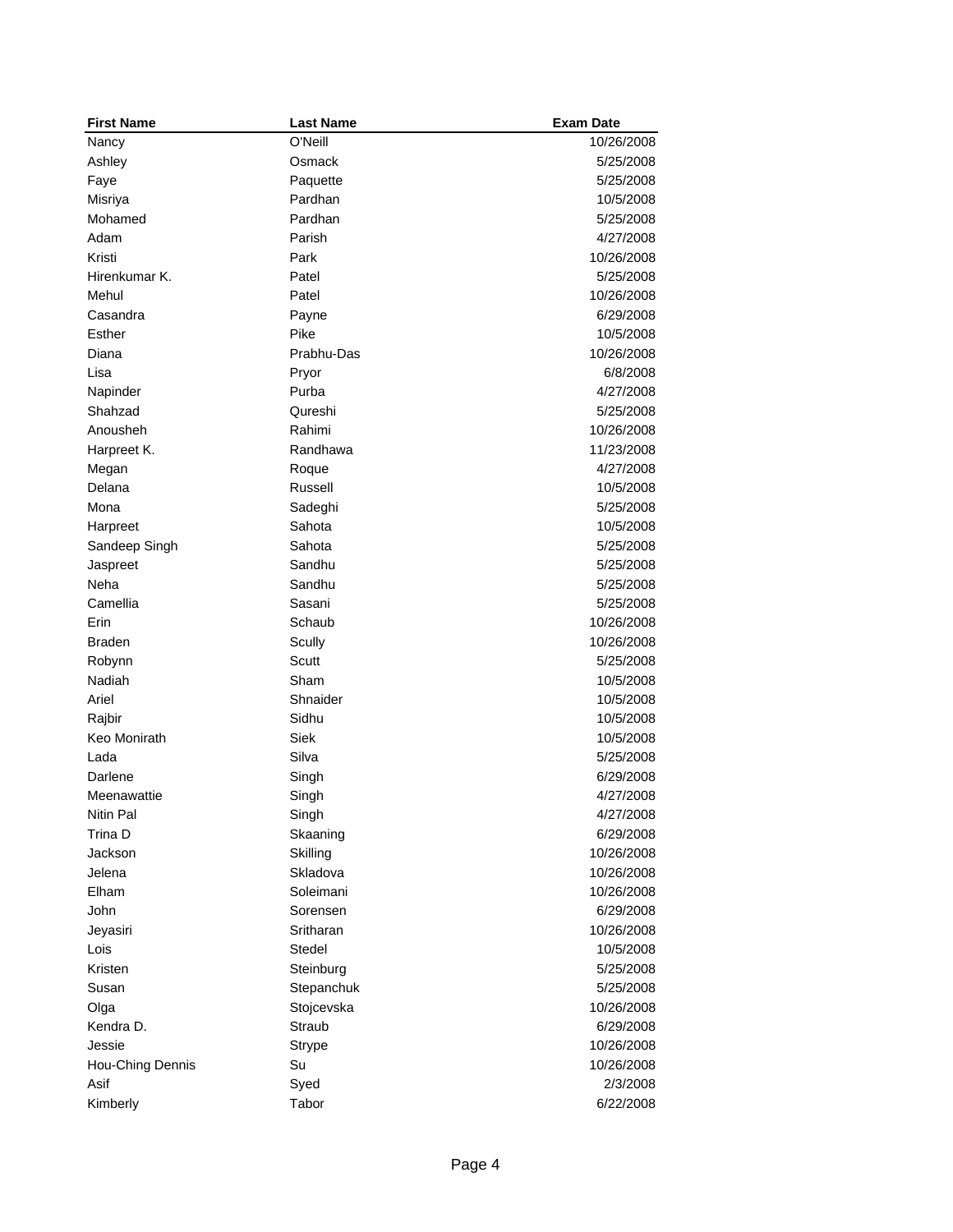| First Name | Last Name | Exam Date |
| --- | --- | ---: |
| Nancy | O'Neill | 10/26/2008 |
| Ashley | Osmack | 5/25/2008 |
| Faye | Paquette | 5/25/2008 |
| Misriya | Pardhan | 10/5/2008 |
| Mohamed | Pardhan | 5/25/2008 |
| Adam | Parish | 4/27/2008 |
| Kristi | Park | 10/26/2008 |
| Hirenkumar K. | Patel | 5/25/2008 |
| Mehul | Patel | 10/26/2008 |
| Casandra | Payne | 6/29/2008 |
| Esther | Pike | 10/5/2008 |
| Diana | Prabhu-Das | 10/26/2008 |
| Lisa | Pryor | 6/8/2008 |
| Napinder | Purba | 4/27/2008 |
| Shahzad | Qureshi | 5/25/2008 |
| Anousheh | Rahimi | 10/26/2008 |
| Harpreet K. | Randhawa | 11/23/2008 |
| Megan | Roque | 4/27/2008 |
| Delana | Russell | 10/5/2008 |
| Mona | Sadeghi | 5/25/2008 |
| Harpreet | Sahota | 10/5/2008 |
| Sandeep Singh | Sahota | 5/25/2008 |
| Jaspreet | Sandhu | 5/25/2008 |
| Neha | Sandhu | 5/25/2008 |
| Camellia | Sasani | 5/25/2008 |
| Erin | Schaub | 10/26/2008 |
| Braden | Scully | 10/26/2008 |
| Robynn | Scutt | 5/25/2008 |
| Nadiah | Sham | 10/5/2008 |
| Ariel | Shnaider | 10/5/2008 |
| Rajbir | Sidhu | 10/5/2008 |
| Keo Monirath | Siek | 10/5/2008 |
| Lada | Silva | 5/25/2008 |
| Darlene | Singh | 6/29/2008 |
| Meenawattie | Singh | 4/27/2008 |
| Nitin Pal | Singh | 4/27/2008 |
| Trina D | Skaaning | 6/29/2008 |
| Jackson | Skilling | 10/26/2008 |
| Jelena | Skladova | 10/26/2008 |
| Elham | Soleimani | 10/26/2008 |
| John | Sorensen | 6/29/2008 |
| Jeyasiri | Sritharan | 10/26/2008 |
| Lois | Stedel | 10/5/2008 |
| Kristen | Steinburg | 5/25/2008 |
| Susan | Stepanchuk | 5/25/2008 |
| Olga | Stojcevska | 10/26/2008 |
| Kendra D. | Straub | 6/29/2008 |
| Jessie | Strype | 10/26/2008 |
| Hou-Ching Dennis | Su | 10/26/2008 |
| Asif | Syed | 2/3/2008 |
| Kimberly | Tabor | 6/22/2008 |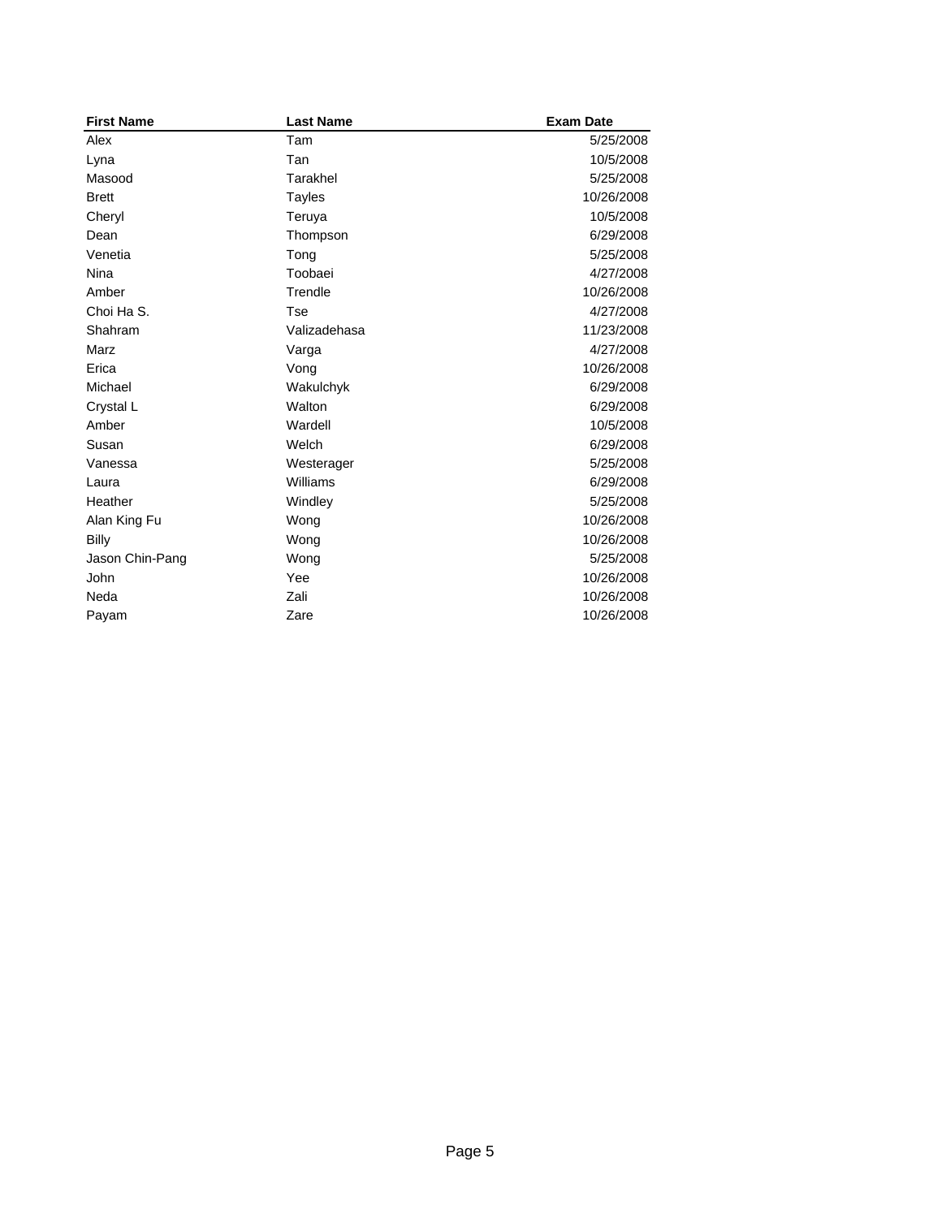| First Name | Last Name | Exam Date |
|---|---|---|
| Alex | Tam | 5/25/2008 |
| Lyna | Tan | 10/5/2008 |
| Masood | Tarakhel | 5/25/2008 |
| Brett | Tayles | 10/26/2008 |
| Cheryl | Teruya | 10/5/2008 |
| Dean | Thompson | 6/29/2008 |
| Venetia | Tong | 5/25/2008 |
| Nina | Toobaei | 4/27/2008 |
| Amber | Trendle | 10/26/2008 |
| Choi Ha S. | Tse | 4/27/2008 |
| Shahram | Valizadehasa | 11/23/2008 |
| Marz | Varga | 4/27/2008 |
| Erica | Vong | 10/26/2008 |
| Michael | Wakulchyk | 6/29/2008 |
| Crystal L | Walton | 6/29/2008 |
| Amber | Wardell | 10/5/2008 |
| Susan | Welch | 6/29/2008 |
| Vanessa | Westerager | 5/25/2008 |
| Laura | Williams | 6/29/2008 |
| Heather | Windley | 5/25/2008 |
| Alan King Fu | Wong | 10/26/2008 |
| Billy | Wong | 10/26/2008 |
| Jason Chin-Pang | Wong | 5/25/2008 |
| John | Yee | 10/26/2008 |
| Neda | Zali | 10/26/2008 |
| Payam | Zare | 10/26/2008 |